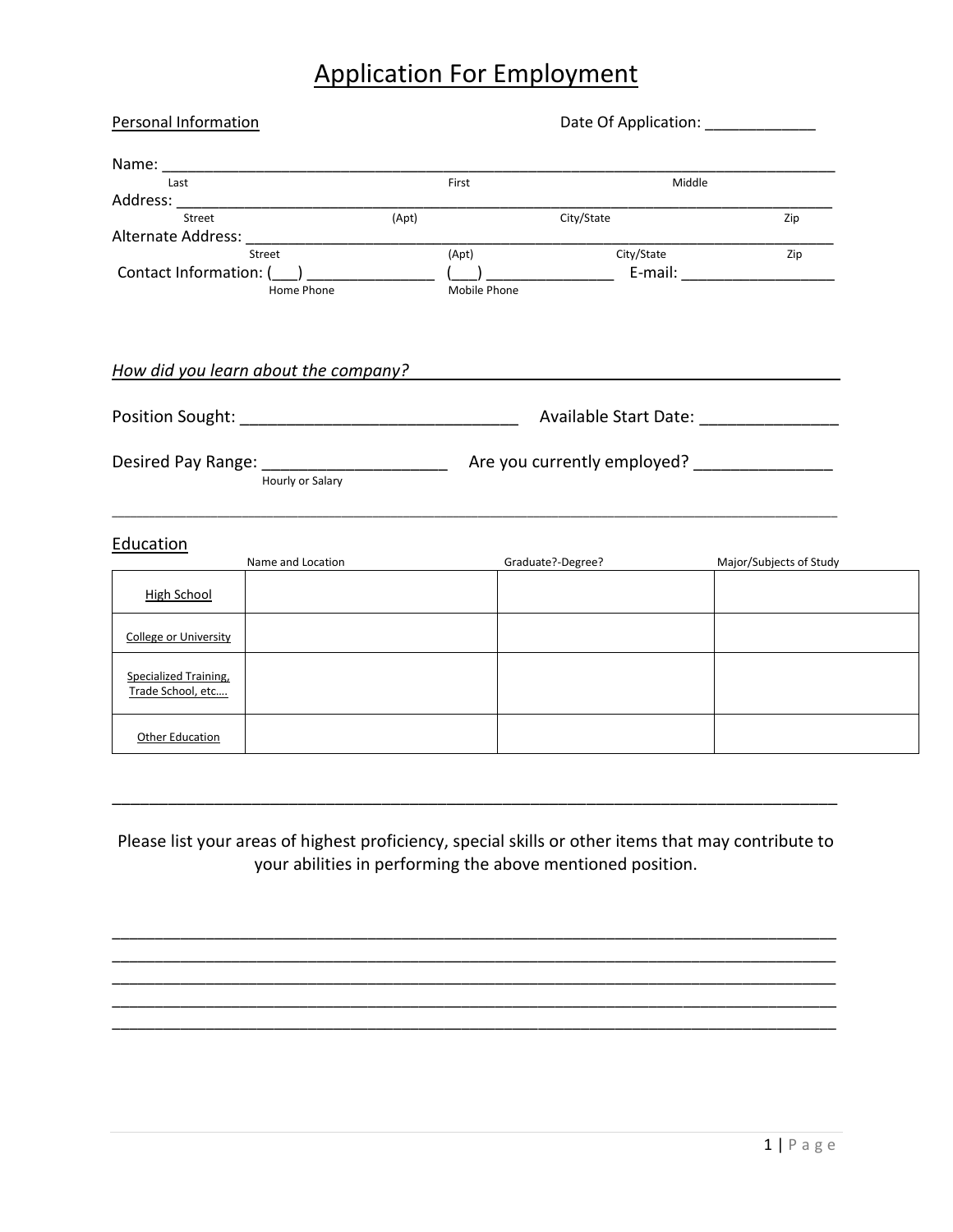# Application For Employment

Personal Information — Date Of Application: ____________

Name: ______________________________________________________________________
Last — First — Middle

Address: ____________________________________________________________________
Street — (Apt) — City/State — Zip

Alternate Address: ___________________________________________________________
Street — (Apt) — City/State — Zip

Contact Information: (___) ______________ (___) ______________ E-mail: _________________
Home Phone — Mobile Phone

*How did you learn about the company?* ____________________________________________

Position Sought: _____________________________ Available Start Date: ______________

Desired Pay Range: ___________________ Are you currently employed? ______________
Hourly or Salary

---

## Education

| | Name and Location | Graduate?-Degree? | Major/Subjects of Study |
|---|---|---|---|
| High School | | | |
| College or University | | | |
| Specialized Training, Trade School, etc…. | | | |
| Other Education | | | |

---

Please list your areas of highest proficiency, special skills or other items that may contribute to your abilities in performing the above mentioned position.

_____________________________________________________________________________
_____________________________________________________________________________
_____________________________________________________________________________
_____________________________________________________________________________
_____________________________________________________________________________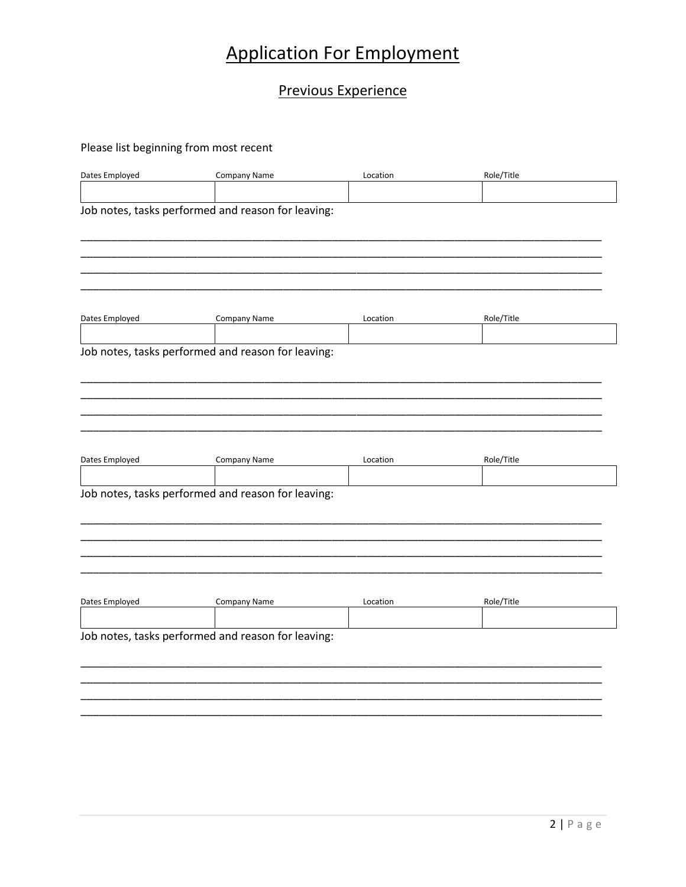# Application For Employment

## Previous Experience

Please list beginning from most recent

| Dates Employed | Company Name | Location | Role/Title |
|---|---|---|---|
| | | | |

Job notes, tasks performed and reason for leaving:

________________________________________________________________________________
________________________________________________________________________________
________________________________________________________________________________
________________________________________________________________________________

| Dates Employed | Company Name | Location | Role/Title |
|---|---|---|---|
| | | | |

Job notes, tasks performed and reason for leaving:

________________________________________________________________________________
________________________________________________________________________________
________________________________________________________________________________
________________________________________________________________________________

| Dates Employed | Company Name | Location | Role/Title |
|---|---|---|---|
| | | | |

Job notes, tasks performed and reason for leaving:

________________________________________________________________________________
________________________________________________________________________________
________________________________________________________________________________
________________________________________________________________________________

| Dates Employed | Company Name | Location | Role/Title |
|---|---|---|---|
| | | | |

Job notes, tasks performed and reason for leaving:

________________________________________________________________________________
________________________________________________________________________________
________________________________________________________________________________
________________________________________________________________________________